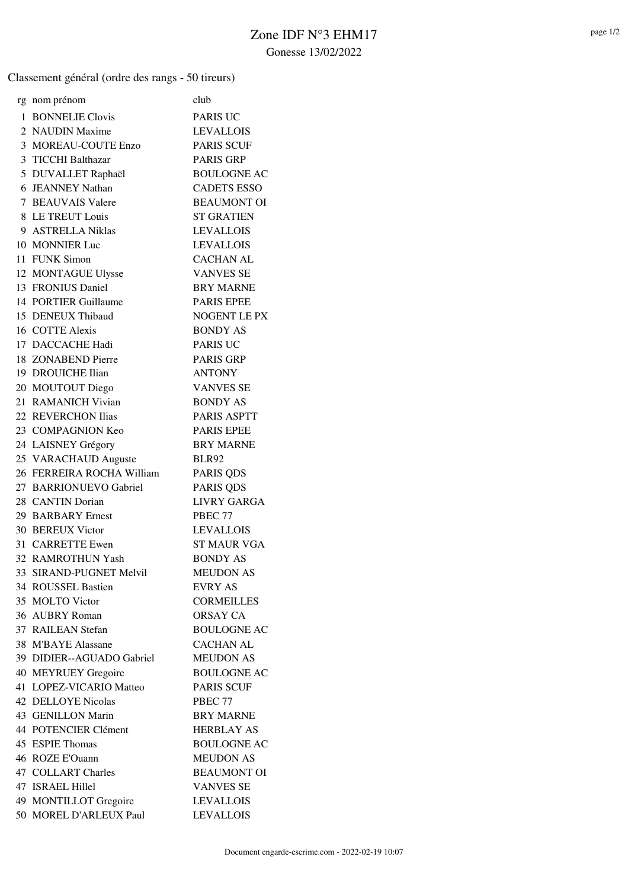# Zone IDF N°3 EHM17

Gonesse 13/02/2022

Classement général (ordre des rangs - 50 tireurs)

| rg | nom prénom | club |
|---|---|---|
| 1 | BONNELIE Clovis | PARIS UC |
| 2 | NAUDIN Maxime | LEVALLOIS |
| 3 | MOREAU-COUTE Enzo | PARIS SCUF |
| 3 | TICCHI Balthazar | PARIS GRP |
| 5 | DUVALLET Raphaël | BOULOGNE AC |
| 6 | JEANNEY Nathan | CADETS ESSO |
| 7 | BEAUVAIS Valere | BEAUMONT OI |
| 8 | LE TREUT Louis | ST GRATIEN |
| 9 | ASTRELLA Niklas | LEVALLOIS |
| 10 | MONNIER Luc | LEVALLOIS |
| 11 | FUNK Simon | CACHAN AL |
| 12 | MONTAGUE Ulysse | VANVES SE |
| 13 | FRONIUS Daniel | BRY MARNE |
| 14 | PORTIER Guillaume | PARIS EPEE |
| 15 | DENEUX Thibaud | NOGENT LE PX |
| 16 | COTTE Alexis | BONDY AS |
| 17 | DACCACHE Hadi | PARIS UC |
| 18 | ZONABEND Pierre | PARIS GRP |
| 19 | DROUICHE Ilian | ANTONY |
| 20 | MOUTOUT Diego | VANVES SE |
| 21 | RAMANICH Vivian | BONDY AS |
| 22 | REVERCHON Ilias | PARIS ASPTT |
| 23 | COMPAGNION Keo | PARIS EPEE |
| 24 | LAISNEY Grégory | BRY MARNE |
| 25 | VARACHAUD Auguste | BLR92 |
| 26 | FERREIRA ROCHA William | PARIS QDS |
| 27 | BARRIONUEVO Gabriel | PARIS QDS |
| 28 | CANTIN Dorian | LIVRY GARGA |
| 29 | BARBARY Ernest | PBEC 77 |
| 30 | BEREUX Victor | LEVALLOIS |
| 31 | CARRETTE Ewen | ST MAUR VGA |
| 32 | RAMROTHUN Yash | BONDY AS |
| 33 | SIRAND-PUGNET Melvil | MEUDON AS |
| 34 | ROUSSEL Bastien | EVRY AS |
| 35 | MOLTO Victor | CORMEILLES |
| 36 | AUBRY Roman | ORSAY CA |
| 37 | RAILEAN Stefan | BOULOGNE AC |
| 38 | M'BAYE Alassane | CACHAN AL |
| 39 | DIDIER--AGUADO Gabriel | MEUDON AS |
| 40 | MEYRUEY Gregoire | BOULOGNE AC |
| 41 | LOPEZ-VICARIO Matteo | PARIS SCUF |
| 42 | DELLOYE Nicolas | PBEC 77 |
| 43 | GENILLON Marin | BRY MARNE |
| 44 | POTENCIER Clément | HERBLAY AS |
| 45 | ESPIE Thomas | BOULOGNE AC |
| 46 | ROZE E'Ouann | MEUDON AS |
| 47 | COLLART Charles | BEAUMONT OI |
| 47 | ISRAEL Hillel | VANVES SE |
| 49 | MONTILLOT Gregoire | LEVALLOIS |
| 50 | MOREL D'ARLEUX Paul | LEVALLOIS |

Document engarde-escrime.com - 2022-02-19 10:07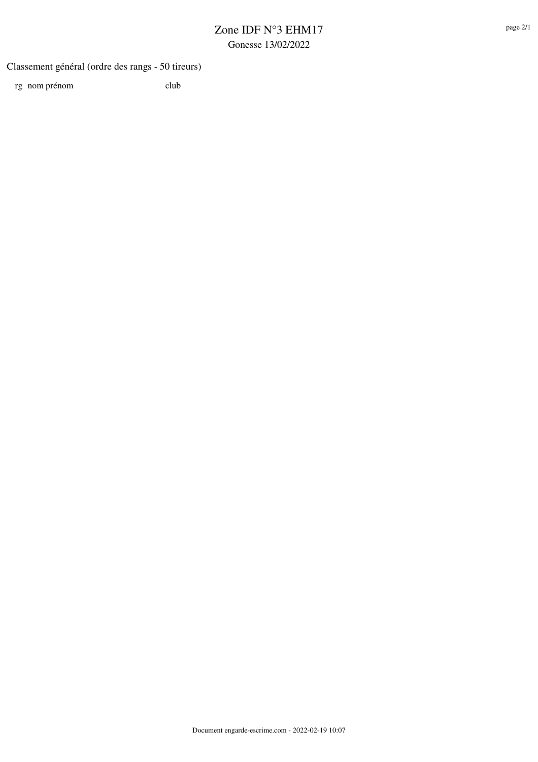Classement général (ordre des rangs - 50 tireurs)

| rg | nom prénom | club |
|---|---|---|